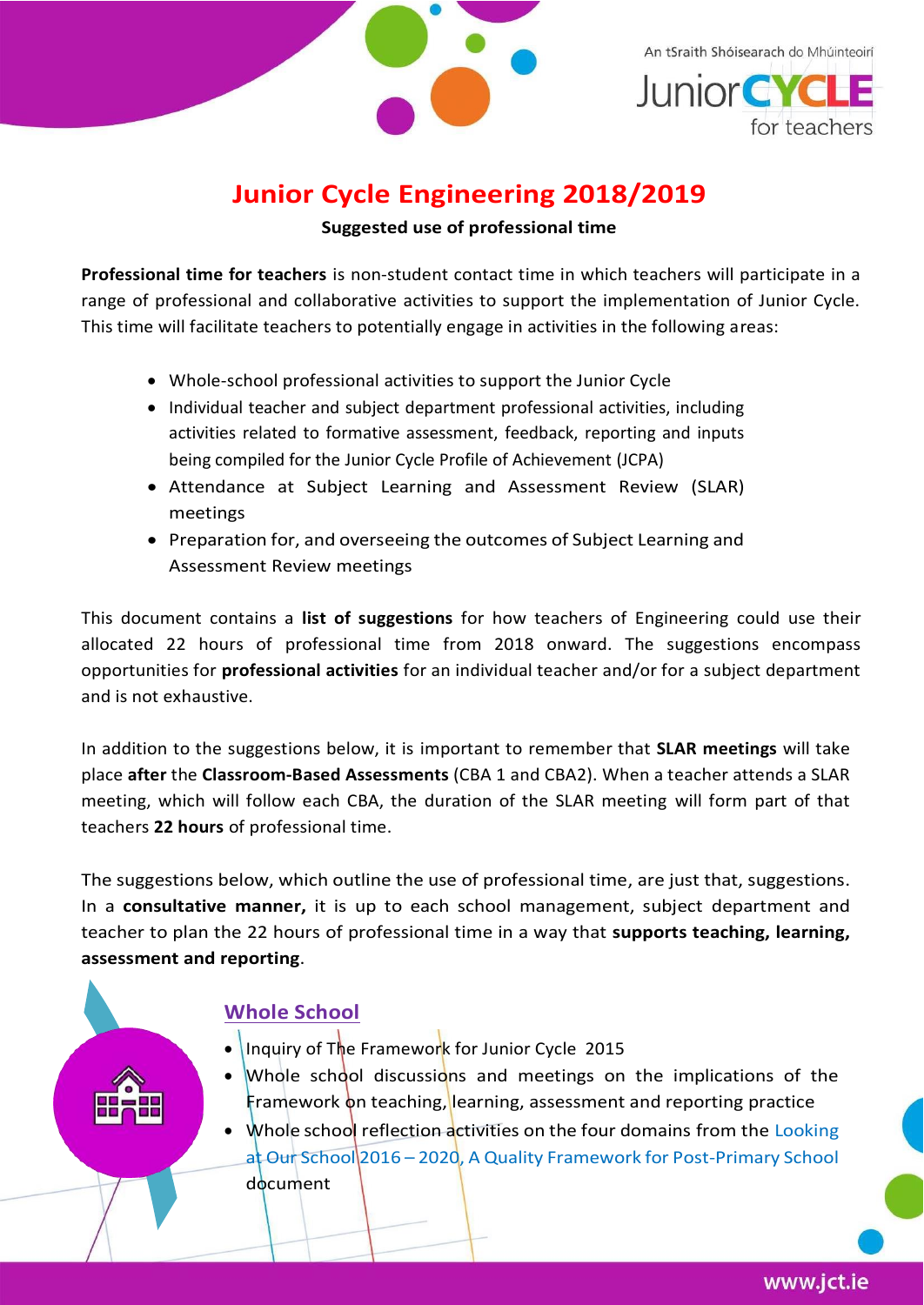# Junior Cycle Engineering 2018/2019

**Suggested use of professional time**

**Professional time for teachers** is non-student contact time in which teachers will participate in a range of professional and collaborative activities to support the implementation of Junior Cycle. This time will facilitate teachers to potentially engage in activities in the following areas:

- Whole-school professional activities to support the Junior Cycle
- Individual teacher and subject department professional activities, including activities related to formative assessment, feedback, reporting and inputs being compiled for the Junior Cycle Profile of Achievement (JCPA)
- Attendance at Subject Learning and Assessment Review (SLAR) meetings
- Preparation for, and overseeing the outcomes of Subject Learning and Assessment Review meetings

This document contains a **list of suggestions** for how teachers of Engineering could use their allocated 22 hours of professional time from 2018 onward. The suggestions encompass opportunities for **professional activities** for an individual teacher and/or for a subject department and is not exhaustive.

In addition to the suggestions below, it is important to remember that **SLAR meetings** will take place **after** the **Classroom-Based Assessments** (CBA 1 and CBA2). When a teacher attends a SLAR meeting, which will follow each CBA, the duration of the SLAR meeting will form part of that teachers **22 hours** of professional time.

The suggestions below, which outline the use of professional time, are just that, suggestions. In a **consultative manner,** it is up to each school management, subject department and teacher to plan the 22 hours of professional time in a way that **supports teaching, learning, assessment and reporting**.

## Whole School

- Inquiry of The Framework for Junior Cycle 2015
- Whole school discussions and meetings on the implications of the Framework on teaching, learning, assessment and reporting practice
- Whole school reflection activities on the four domains from the Looking at Our School 2016 – 2020, A Quality Framework for Post-Primary School document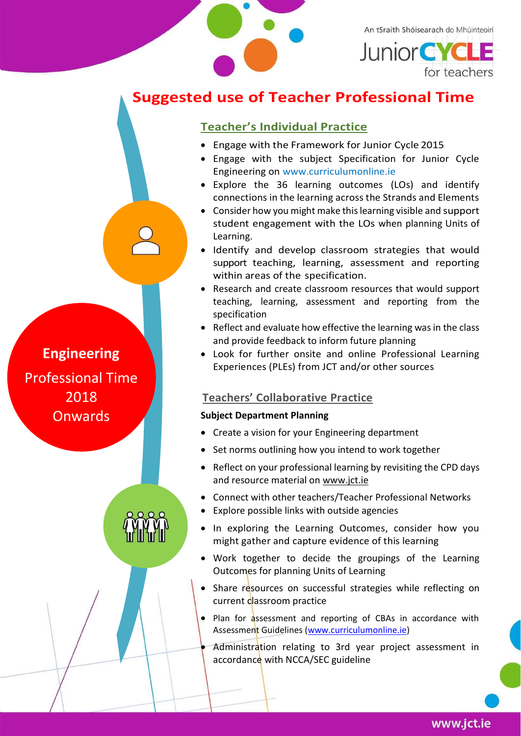An tSraith Shóisearach do Mhúinteoirí

Junior CYCLE for teachers

# Suggested use of Teacher Professional Time

**Engineering**
Professional Time
2018
Onwards

## Teacher's Individual Practice

- Engage with the Framework for Junior Cycle 2015
- Engage with the subject Specification for Junior Cycle Engineering on www.curriculumonline.ie
- Explore the 36 learning outcomes (LOs) and identify connections in the learning across the Strands and Elements
- Consider how you might make this learning visible and support student engagement with the LOs when planning Units of Learning.
- Identify and develop classroom strategies that would support teaching, learning, assessment and reporting within areas of the specification.
- Research and create classroom resources that would support teaching, learning, assessment and reporting from the specification
- Reflect and evaluate how effective the learning was in the class and provide feedback to inform future planning
- Look for further onsite and online Professional Learning Experiences (PLEs) from JCT and/or other sources

## Teachers' Collaborative Practice

**Subject Department Planning**

- Create a vision for your Engineering department
- Set norms outlining how you intend to work together
- Reflect on your professional learning by revisiting the CPD days and resource material on www.jct.ie
- Connect with other teachers/Teacher Professional Networks
- Explore possible links with outside agencies
- In exploring the Learning Outcomes, consider how you might gather and capture evidence of this learning
- Work together to decide the groupings of the Learning Outcomes for planning Units of Learning
- Share resources on successful strategies while reflecting on current classroom practice
- Plan for assessment and reporting of CBAs in accordance with Assessment Guidelines (www.curriculumonline.ie)
- Administration relating to 3rd year project assessment in accordance with NCCA/SEC guideline